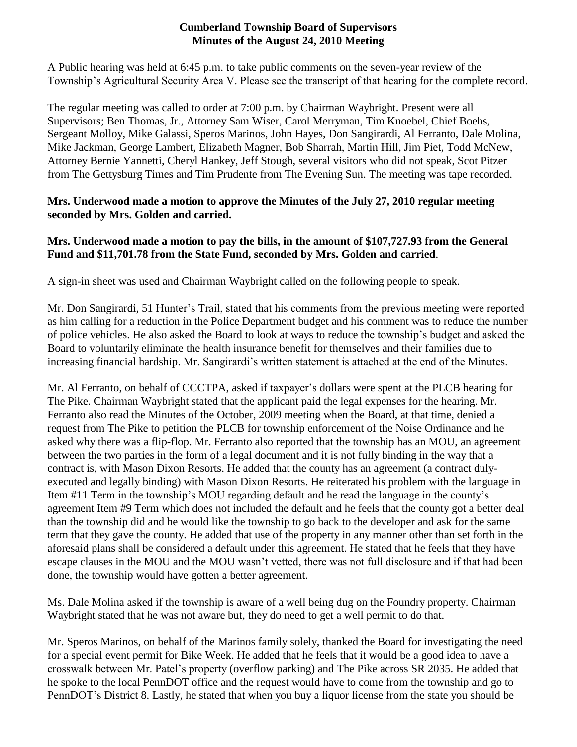**Cumberland Township Board of Supervisors**
**Minutes of the August 24, 2010 Meeting**

A Public hearing was held at 6:45 p.m. to take public comments on the seven-year review of the Township's Agricultural Security Area V. Please see the transcript of that hearing for the complete record.

The regular meeting was called to order at 7:00 p.m. by Chairman Waybright. Present were all Supervisors; Ben Thomas, Jr., Attorney Sam Wiser, Carol Merryman, Tim Knoebel, Chief Boehs, Sergeant Molloy, Mike Galassi, Speros Marinos, John Hayes, Don Sangirardi, Al Ferranto, Dale Molina, Mike Jackman, George Lambert, Elizabeth Magner, Bob Sharrah, Martin Hill, Jim Piet, Todd McNew, Attorney Bernie Yannetti, Cheryl Hankey, Jeff Stough, several visitors who did not speak, Scot Pitzer from The Gettysburg Times and Tim Prudente from The Evening Sun. The meeting was tape recorded.

**Mrs. Underwood made a motion to approve the Minutes of the July 27, 2010 regular meeting seconded by Mrs. Golden and carried.**

**Mrs. Underwood made a motion to pay the bills, in the amount of $107,727.93 from the General Fund and $11,701.78 from the State Fund, seconded by Mrs. Golden and carried**.

A sign-in sheet was used and Chairman Waybright called on the following people to speak.

Mr. Don Sangirardi, 51 Hunter's Trail, stated that his comments from the previous meeting were reported as him calling for a reduction in the Police Department budget and his comment was to reduce the number of police vehicles. He also asked the Board to look at ways to reduce the township's budget and asked the Board to voluntarily eliminate the health insurance benefit for themselves and their families due to increasing financial hardship. Mr. Sangirardi's written statement is attached at the end of the Minutes.

Mr. Al Ferranto, on behalf of CCCTPA, asked if taxpayer's dollars were spent at the PLCB hearing for The Pike. Chairman Waybright stated that the applicant paid the legal expenses for the hearing. Mr. Ferranto also read the Minutes of the October, 2009 meeting when the Board, at that time, denied a request from The Pike to petition the PLCB for township enforcement of the Noise Ordinance and he asked why there was a flip-flop. Mr. Ferranto also reported that the township has an MOU, an agreement between the two parties in the form of a legal document and it is not fully binding in the way that a contract is, with Mason Dixon Resorts. He added that the county has an agreement (a contract duly-executed and legally binding) with Mason Dixon Resorts. He reiterated his problem with the language in Item #11 Term in the township's MOU regarding default and he read the language in the county's agreement Item #9 Term which does not included the default and he feels that the county got a better deal than the township did and he would like the township to go back to the developer and ask for the same term that they gave the county. He added that use of the property in any manner other than set forth in the aforesaid plans shall be considered a default under this agreement. He stated that he feels that they have escape clauses in the MOU and the MOU wasn't vetted, there was not full disclosure and if that had been done, the township would have gotten a better agreement.

Ms. Dale Molina asked if the township is aware of a well being dug on the Foundry property. Chairman Waybright stated that he was not aware but, they do need to get a well permit to do that.

Mr. Speros Marinos, on behalf of the Marinos family solely, thanked the Board for investigating the need for a special event permit for Bike Week. He added that he feels that it would be a good idea to have a crosswalk between Mr. Patel's property (overflow parking) and The Pike across SR 2035. He added that he spoke to the local PennDOT office and the request would have to come from the township and go to PennDOT's District 8. Lastly, he stated that when you buy a liquor license from the state you should be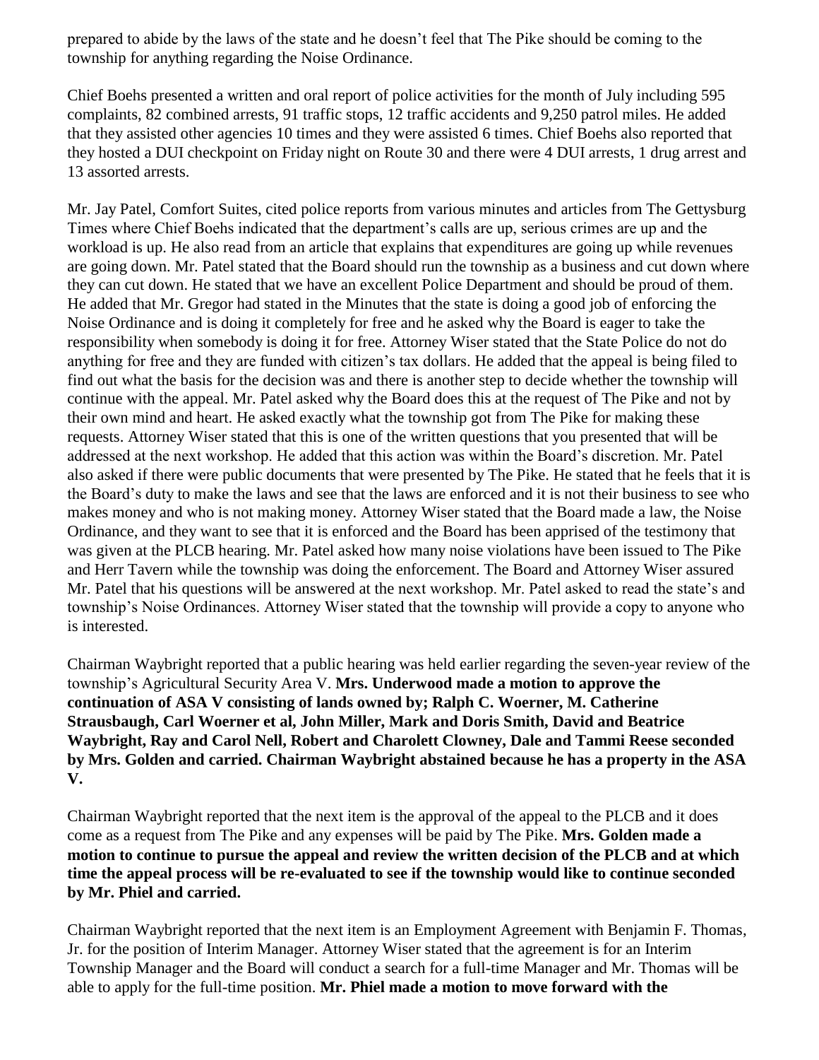prepared to abide by the laws of the state and he doesn't feel that The Pike should be coming to the township for anything regarding the Noise Ordinance.

Chief Boehs presented a written and oral report of police activities for the month of July including 595 complaints, 82 combined arrests, 91 traffic stops, 12 traffic accidents and 9,250 patrol miles. He added that they assisted other agencies 10 times and they were assisted 6 times. Chief Boehs also reported that they hosted a DUI checkpoint on Friday night on Route 30 and there were 4 DUI arrests, 1 drug arrest and 13 assorted arrests.

Mr. Jay Patel, Comfort Suites, cited police reports from various minutes and articles from The Gettysburg Times where Chief Boehs indicated that the department's calls are up, serious crimes are up and the workload is up. He also read from an article that explains that expenditures are going up while revenues are going down. Mr. Patel stated that the Board should run the township as a business and cut down where they can cut down. He stated that we have an excellent Police Department and should be proud of them. He added that Mr. Gregor had stated in the Minutes that the state is doing a good job of enforcing the Noise Ordinance and is doing it completely for free and he asked why the Board is eager to take the responsibility when somebody is doing it for free. Attorney Wiser stated that the State Police do not do anything for free and they are funded with citizen's tax dollars. He added that the appeal is being filed to find out what the basis for the decision was and there is another step to decide whether the township will continue with the appeal. Mr. Patel asked why the Board does this at the request of The Pike and not by their own mind and heart. He asked exactly what the township got from The Pike for making these requests. Attorney Wiser stated that this is one of the written questions that you presented that will be addressed at the next workshop. He added that this action was within the Board's discretion. Mr. Patel also asked if there were public documents that were presented by The Pike. He stated that he feels that it is the Board's duty to make the laws and see that the laws are enforced and it is not their business to see who makes money and who is not making money. Attorney Wiser stated that the Board made a law, the Noise Ordinance, and they want to see that it is enforced and the Board has been apprised of the testimony that was given at the PLCB hearing. Mr. Patel asked how many noise violations have been issued to The Pike and Herr Tavern while the township was doing the enforcement. The Board and Attorney Wiser assured Mr. Patel that his questions will be answered at the next workshop. Mr. Patel asked to read the state's and township's Noise Ordinances. Attorney Wiser stated that the township will provide a copy to anyone who is interested.

Chairman Waybright reported that a public hearing was held earlier regarding the seven-year review of the township's Agricultural Security Area V. **Mrs. Underwood made a motion to approve the continuation of ASA V consisting of lands owned by; Ralph C. Woerner, M. Catherine Strausbaugh, Carl Woerner et al, John Miller, Mark and Doris Smith, David and Beatrice Waybright, Ray and Carol Nell, Robert and Charolett Clowney, Dale and Tammi Reese seconded by Mrs. Golden and carried. Chairman Waybright abstained because he has a property in the ASA V.**

Chairman Waybright reported that the next item is the approval of the appeal to the PLCB and it does come as a request from The Pike and any expenses will be paid by The Pike. **Mrs. Golden made a motion to continue to pursue the appeal and review the written decision of the PLCB and at which time the appeal process will be re-evaluated to see if the township would like to continue seconded by Mr. Phiel and carried.**

Chairman Waybright reported that the next item is an Employment Agreement with Benjamin F. Thomas, Jr. for the position of Interim Manager. Attorney Wiser stated that the agreement is for an Interim Township Manager and the Board will conduct a search for a full-time Manager and Mr. Thomas will be able to apply for the full-time position. **Mr. Phiel made a motion to move forward with the**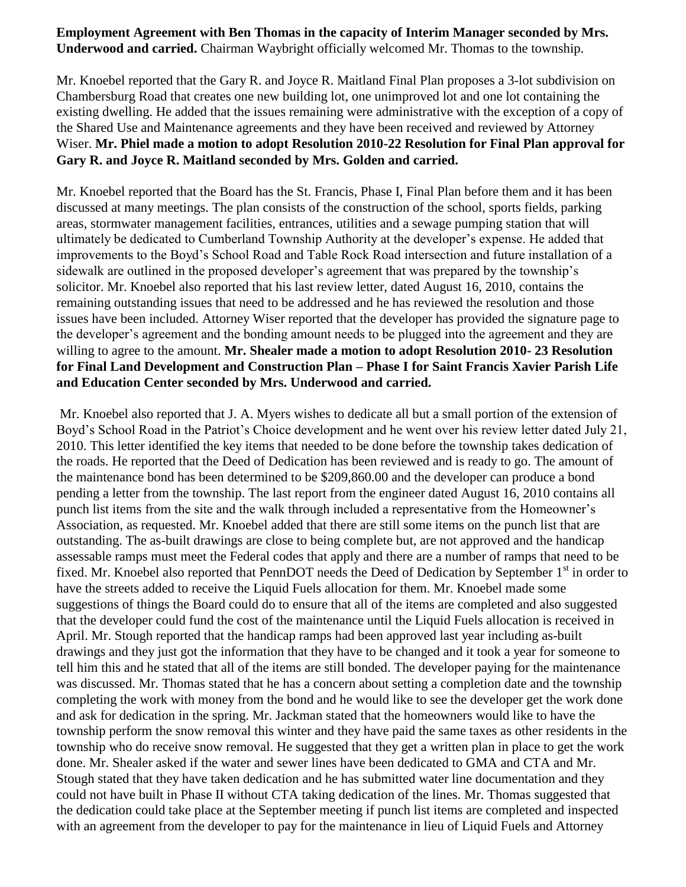**Employment Agreement with Ben Thomas in the capacity of Interim Manager seconded by Mrs. Underwood and carried.** Chairman Waybright officially welcomed Mr. Thomas to the township.

Mr. Knoebel reported that the Gary R. and Joyce R. Maitland Final Plan proposes a 3-lot subdivision on Chambersburg Road that creates one new building lot, one unimproved lot and one lot containing the existing dwelling. He added that the issues remaining were administrative with the exception of a copy of the Shared Use and Maintenance agreements and they have been received and reviewed by Attorney Wiser. **Mr. Phiel made a motion to adopt Resolution 2010-22 Resolution for Final Plan approval for Gary R. and Joyce R. Maitland seconded by Mrs. Golden and carried.**

Mr. Knoebel reported that the Board has the St. Francis, Phase I, Final Plan before them and it has been discussed at many meetings. The plan consists of the construction of the school, sports fields, parking areas, stormwater management facilities, entrances, utilities and a sewage pumping station that will ultimately be dedicated to Cumberland Township Authority at the developer's expense. He added that improvements to the Boyd's School Road and Table Rock Road intersection and future installation of a sidewalk are outlined in the proposed developer's agreement that was prepared by the township's solicitor. Mr. Knoebel also reported that his last review letter, dated August 16, 2010, contains the remaining outstanding issues that need to be addressed and he has reviewed the resolution and those issues have been included. Attorney Wiser reported that the developer has provided the signature page to the developer's agreement and the bonding amount needs to be plugged into the agreement and they are willing to agree to the amount. **Mr. Shealer made a motion to adopt Resolution 2010- 23 Resolution for Final Land Development and Construction Plan – Phase I for Saint Francis Xavier Parish Life and Education Center seconded by Mrs. Underwood and carried.**

Mr. Knoebel also reported that J. A. Myers wishes to dedicate all but a small portion of the extension of Boyd's School Road in the Patriot's Choice development and he went over his review letter dated July 21, 2010. This letter identified the key items that needed to be done before the township takes dedication of the roads. He reported that the Deed of Dedication has been reviewed and is ready to go. The amount of the maintenance bond has been determined to be $209,860.00 and the developer can produce a bond pending a letter from the township. The last report from the engineer dated August 16, 2010 contains all punch list items from the site and the walk through included a representative from the Homeowner's Association, as requested. Mr. Knoebel added that there are still some items on the punch list that are outstanding. The as-built drawings are close to being complete but, are not approved and the handicap assessable ramps must meet the Federal codes that apply and there are a number of ramps that need to be fixed. Mr. Knoebel also reported that PennDOT needs the Deed of Dedication by September 1st in order to have the streets added to receive the Liquid Fuels allocation for them. Mr. Knoebel made some suggestions of things the Board could do to ensure that all of the items are completed and also suggested that the developer could fund the cost of the maintenance until the Liquid Fuels allocation is received in April. Mr. Stough reported that the handicap ramps had been approved last year including as-built drawings and they just got the information that they have to be changed and it took a year for someone to tell him this and he stated that all of the items are still bonded. The developer paying for the maintenance was discussed. Mr. Thomas stated that he has a concern about setting a completion date and the township completing the work with money from the bond and he would like to see the developer get the work done and ask for dedication in the spring. Mr. Jackman stated that the homeowners would like to have the township perform the snow removal this winter and they have paid the same taxes as other residents in the township who do receive snow removal. He suggested that they get a written plan in place to get the work done. Mr. Shealer asked if the water and sewer lines have been dedicated to GMA and CTA and Mr. Stough stated that they have taken dedication and he has submitted water line documentation and they could not have built in Phase II without CTA taking dedication of the lines. Mr. Thomas suggested that the dedication could take place at the September meeting if punch list items are completed and inspected with an agreement from the developer to pay for the maintenance in lieu of Liquid Fuels and Attorney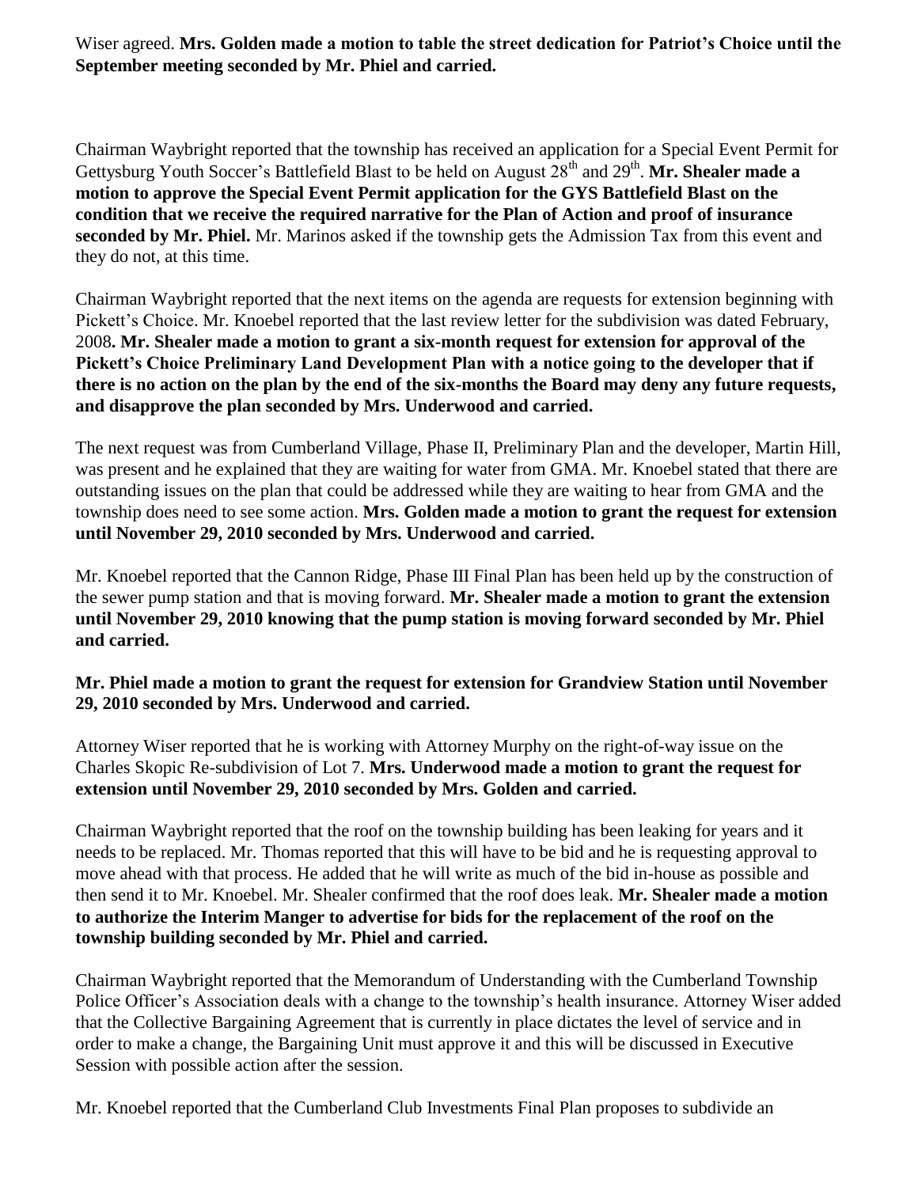Wiser agreed. **Mrs. Golden made a motion to table the street dedication for Patriot's Choice until the September meeting seconded by Mr. Phiel and carried.**

Chairman Waybright reported that the township has received an application for a Special Event Permit for Gettysburg Youth Soccer's Battlefield Blast to be held on August 28th and 29th. **Mr. Shealer made a motion to approve the Special Event Permit application for the GYS Battlefield Blast on the condition that we receive the required narrative for the Plan of Action and proof of insurance seconded by Mr. Phiel.** Mr. Marinos asked if the township gets the Admission Tax from this event and they do not, at this time.

Chairman Waybright reported that the next items on the agenda are requests for extension beginning with Pickett's Choice. Mr. Knoebel reported that the last review letter for the subdivision was dated February, 2008**. Mr. Shealer made a motion to grant a six-month request for extension for approval of the Pickett's Choice Preliminary Land Development Plan with a notice going to the developer that if there is no action on the plan by the end of the six-months the Board may deny any future requests, and disapprove the plan seconded by Mrs. Underwood and carried.**

The next request was from Cumberland Village, Phase II, Preliminary Plan and the developer, Martin Hill, was present and he explained that they are waiting for water from GMA. Mr. Knoebel stated that there are outstanding issues on the plan that could be addressed while they are waiting to hear from GMA and the township does need to see some action. **Mrs. Golden made a motion to grant the request for extension until November 29, 2010 seconded by Mrs. Underwood and carried.**

Mr. Knoebel reported that the Cannon Ridge, Phase III Final Plan has been held up by the construction of the sewer pump station and that is moving forward. **Mr. Shealer made a motion to grant the extension until November 29, 2010 knowing that the pump station is moving forward seconded by Mr. Phiel and carried.**

**Mr. Phiel made a motion to grant the request for extension for Grandview Station until November 29, 2010 seconded by Mrs. Underwood and carried.**

Attorney Wiser reported that he is working with Attorney Murphy on the right-of-way issue on the Charles Skopic Re-subdivision of Lot 7. **Mrs. Underwood made a motion to grant the request for extension until November 29, 2010 seconded by Mrs. Golden and carried.**

Chairman Waybright reported that the roof on the township building has been leaking for years and it needs to be replaced. Mr. Thomas reported that this will have to be bid and he is requesting approval to move ahead with that process. He added that he will write as much of the bid in-house as possible and then send it to Mr. Knoebel. Mr. Shealer confirmed that the roof does leak. **Mr. Shealer made a motion to authorize the Interim Manger to advertise for bids for the replacement of the roof on the township building seconded by Mr. Phiel and carried.**

Chairman Waybright reported that the Memorandum of Understanding with the Cumberland Township Police Officer's Association deals with a change to the township's health insurance. Attorney Wiser added that the Collective Bargaining Agreement that is currently in place dictates the level of service and in order to make a change, the Bargaining Unit must approve it and this will be discussed in Executive Session with possible action after the session.

Mr. Knoebel reported that the Cumberland Club Investments Final Plan proposes to subdivide an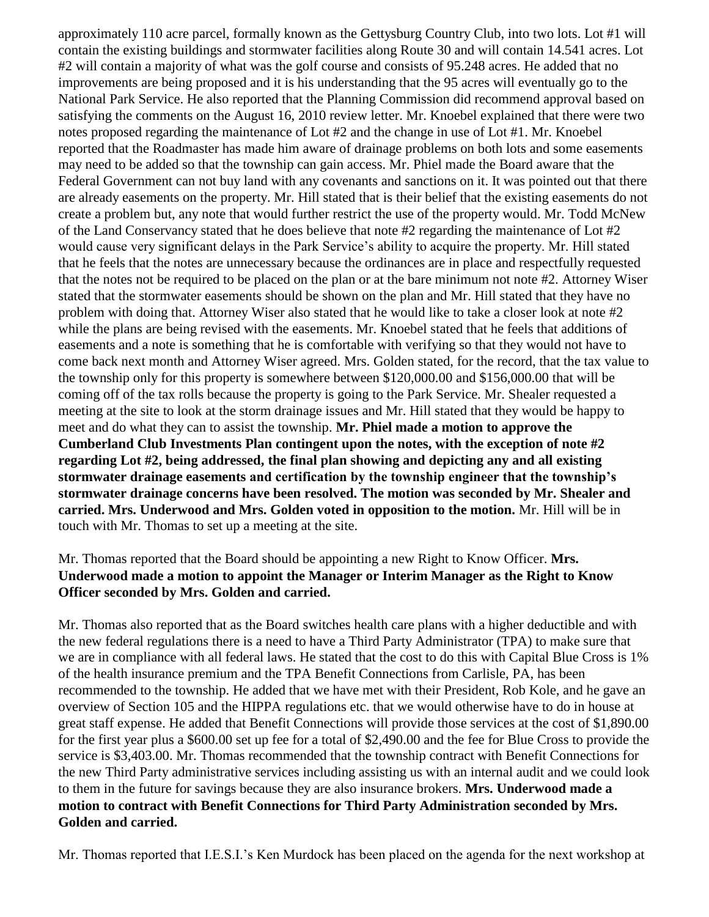approximately 110 acre parcel, formally known as the Gettysburg Country Club, into two lots. Lot #1 will contain the existing buildings and stormwater facilities along Route 30 and will contain 14.541 acres. Lot #2 will contain a majority of what was the golf course and consists of 95.248 acres. He added that no improvements are being proposed and it is his understanding that the 95 acres will eventually go to the National Park Service. He also reported that the Planning Commission did recommend approval based on satisfying the comments on the August 16, 2010 review letter. Mr. Knoebel explained that there were two notes proposed regarding the maintenance of Lot #2 and the change in use of Lot #1. Mr. Knoebel reported that the Roadmaster has made him aware of drainage problems on both lots and some easements may need to be added so that the township can gain access. Mr. Phiel made the Board aware that the Federal Government can not buy land with any covenants and sanctions on it. It was pointed out that there are already easements on the property. Mr. Hill stated that is their belief that the existing easements do not create a problem but, any note that would further restrict the use of the property would. Mr. Todd McNew of the Land Conservancy stated that he does believe that note #2 regarding the maintenance of Lot #2 would cause very significant delays in the Park Service's ability to acquire the property. Mr. Hill stated that he feels that the notes are unnecessary because the ordinances are in place and respectfully requested that the notes not be required to be placed on the plan or at the bare minimum not note #2. Attorney Wiser stated that the stormwater easements should be shown on the plan and Mr. Hill stated that they have no problem with doing that. Attorney Wiser also stated that he would like to take a closer look at note #2 while the plans are being revised with the easements. Mr. Knoebel stated that he feels that additions of easements and a note is something that he is comfortable with verifying so that they would not have to come back next month and Attorney Wiser agreed. Mrs. Golden stated, for the record, that the tax value to the township only for this property is somewhere between $120,000.00 and $156,000.00 that will be coming off of the tax rolls because the property is going to the Park Service. Mr. Shealer requested a meeting at the site to look at the storm drainage issues and Mr. Hill stated that they would be happy to meet and do what they can to assist the township. **Mr. Phiel made a motion to approve the Cumberland Club Investments Plan contingent upon the notes, with the exception of note #2 regarding Lot #2, being addressed, the final plan showing and depicting any and all existing stormwater drainage easements and certification by the township engineer that the township's stormwater drainage concerns have been resolved. The motion was seconded by Mr. Shealer and carried. Mrs. Underwood and Mrs. Golden voted in opposition to the motion.** Mr. Hill will be in touch with Mr. Thomas to set up a meeting at the site.

Mr. Thomas reported that the Board should be appointing a new Right to Know Officer. **Mrs. Underwood made a motion to appoint the Manager or Interim Manager as the Right to Know Officer seconded by Mrs. Golden and carried.**

Mr. Thomas also reported that as the Board switches health care plans with a higher deductible and with the new federal regulations there is a need to have a Third Party Administrator (TPA) to make sure that we are in compliance with all federal laws. He stated that the cost to do this with Capital Blue Cross is 1% of the health insurance premium and the TPA Benefit Connections from Carlisle, PA, has been recommended to the township. He added that we have met with their President, Rob Kole, and he gave an overview of Section 105 and the HIPPA regulations etc. that we would otherwise have to do in house at great staff expense. He added that Benefit Connections will provide those services at the cost of $1,890.00 for the first year plus a $600.00 set up fee for a total of $2,490.00 and the fee for Blue Cross to provide the service is $3,403.00. Mr. Thomas recommended that the township contract with Benefit Connections for the new Third Party administrative services including assisting us with an internal audit and we could look to them in the future for savings because they are also insurance brokers. **Mrs. Underwood made a motion to contract with Benefit Connections for Third Party Administration seconded by Mrs. Golden and carried.**

Mr. Thomas reported that I.E.S.I.'s Ken Murdock has been placed on the agenda for the next workshop at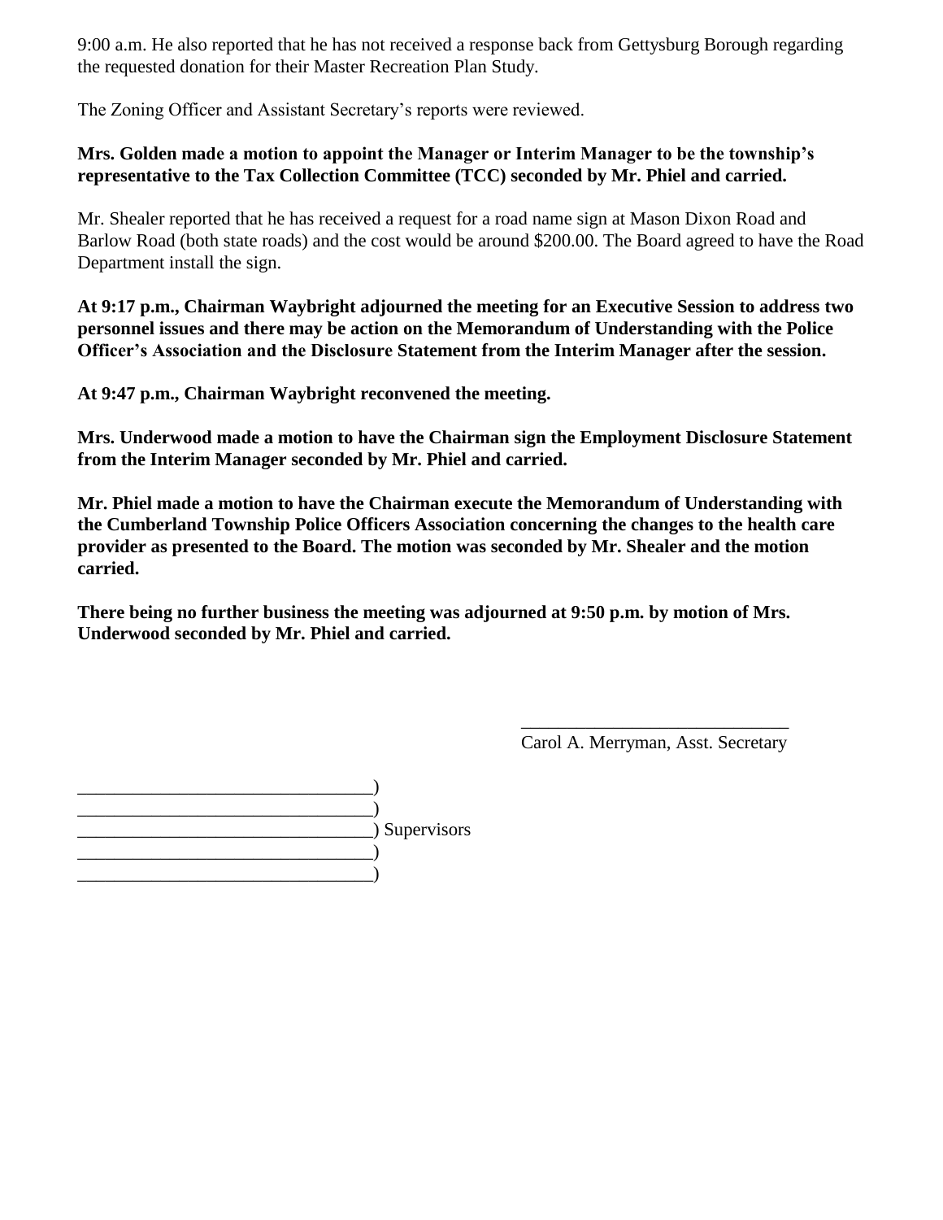9:00 a.m. He also reported that he has not received a response back from Gettysburg Borough regarding the requested donation for their Master Recreation Plan Study.

The Zoning Officer and Assistant Secretary's reports were reviewed.

**Mrs. Golden made a motion to appoint the Manager or Interim Manager to be the township's representative to the Tax Collection Committee (TCC) seconded by Mr. Phiel and carried.**

Mr. Shealer reported that he has received a request for a road name sign at Mason Dixon Road and Barlow Road (both state roads) and the cost would be around $200.00. The Board agreed to have the Road Department install the sign.

**At 9:17 p.m., Chairman Waybright adjourned the meeting for an Executive Session to address two personnel issues and there may be action on the Memorandum of Understanding with the Police Officer's Association and the Disclosure Statement from the Interim Manager after the session.**

**At 9:47 p.m., Chairman Waybright reconvened the meeting.**

**Mrs. Underwood made a motion to have the Chairman sign the Employment Disclosure Statement from the Interim Manager seconded by Mr. Phiel and carried.**

**Mr. Phiel made a motion to have the Chairman execute the Memorandum of Understanding with the Cumberland Township Police Officers Association concerning the changes to the health care provider as presented to the Board. The motion was seconded by Mr. Shealer and the motion carried.**

**There being no further business the meeting was adjourned at 9:50 p.m. by motion of Mrs. Underwood seconded by Mr. Phiel and carried.**

_____________________________
Carol A. Merryman, Asst. Secretary

_________________________________)
_________________________________)
_________________________________) Supervisors
_________________________________)
_________________________________)